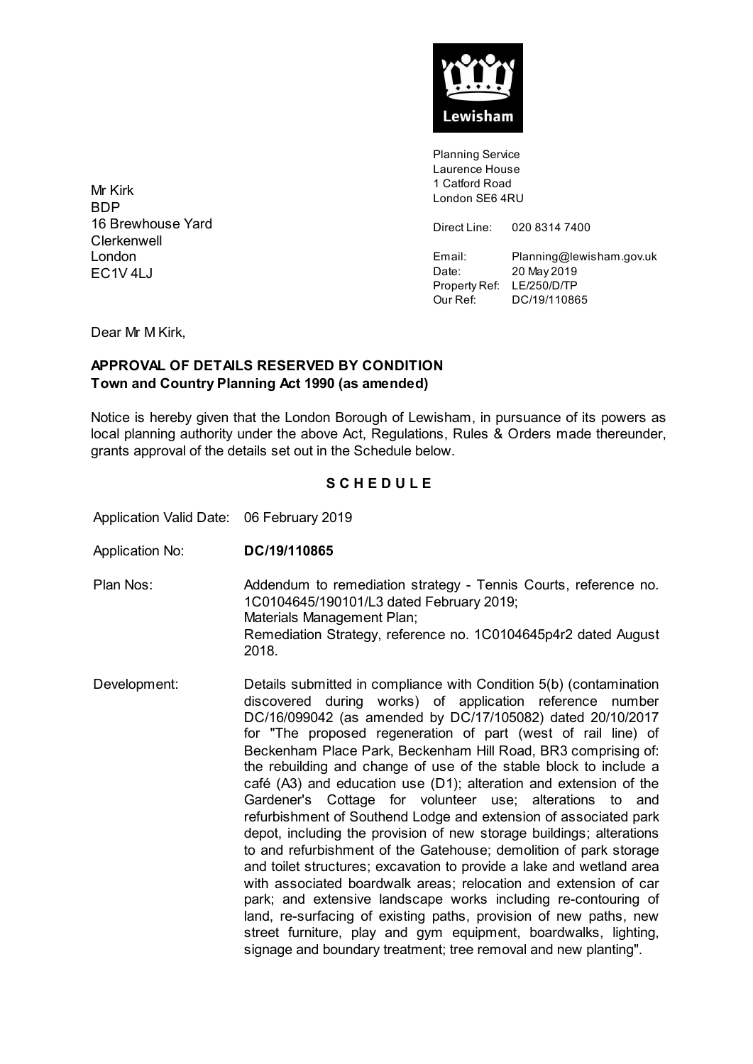Lewisham

Planning Service
Laurence House
1 Catford Road
London SE6 4RU

Direct Line: 020 8314 7400

Email: Planning@lewisham.gov.uk
Date: 20 May 2019
Property Ref: LE/250/D/TP
Our Ref: DC/19/110865

Mr Kirk
BDP
16 Brewhouse Yard
Clerkenwell
London
EC1V 4LJ

Dear Mr M Kirk,

**APPROVAL OF DETAILS RESERVED BY CONDITION**
**Town and Country Planning Act 1990 (as amended)**

Notice is hereby given that the London Borough of Lewisham, in pursuance of its powers as local planning authority under the above Act, Regulations, Rules & Orders made thereunder, grants approval of the details set out in the Schedule below.

## S C H E D U L E

| | |
|---|---|
| Application Valid Date: | 06 February 2019 |
| Application No: | **DC/19/110865** |
| Plan Nos: | Addendum to remediation strategy - Tennis Courts, reference no. 1C0104645/190101/L3 dated February 2019; Materials Management Plan; Remediation Strategy, reference no. 1C0104645p4r2 dated August 2018. |
| Development: | Details submitted in compliance with Condition 5(b) (contamination discovered during works) of application reference number DC/16/099042 (as amended by DC/17/105082) dated 20/10/2017 for "The proposed regeneration of part (west of rail line) of Beckenham Place Park, Beckenham Hill Road, BR3 comprising of: the rebuilding and change of use of the stable block to include a café (A3) and education use (D1); alteration and extension of the Gardener's Cottage for volunteer use; alterations to and refurbishment of Southend Lodge and extension of associated park depot, including the provision of new storage buildings; alterations to and refurbishment of the Gatehouse; demolition of park storage and toilet structures; excavation to provide a lake and wetland area with associated boardwalk areas; relocation and extension of car park; and extensive landscape works including re-contouring of land, re-surfacing of existing paths, provision of new paths, new street furniture, play and gym equipment, boardwalks, lighting, signage and boundary treatment; tree removal and new planting". |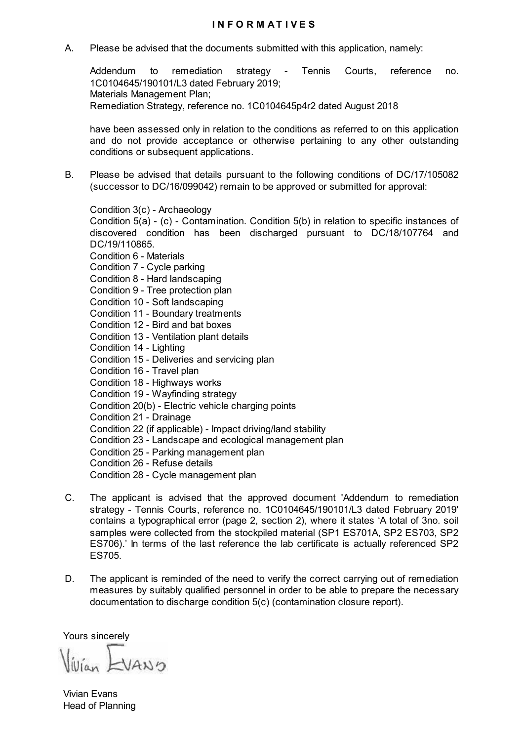# INFORMATIVES

A. Please be advised that the documents submitted with this application, namely:

   Addendum to remediation strategy - Tennis Courts, reference no. 1C0104645/190101/L3 dated February 2019;
   Materials Management Plan;
   Remediation Strategy, reference no. 1C0104645p4r2 dated August 2018

   have been assessed only in relation to the conditions as referred to on this application and do not provide acceptance or otherwise pertaining to any other outstanding conditions or subsequent applications.

B. Please be advised that details pursuant to the following conditions of DC/17/105082 (successor to DC/16/099042) remain to be approved or submitted for approval:

   Condition 3(c) - Archaeology
   Condition 5(a) - (c) - Contamination. Condition 5(b) in relation to specific instances of discovered condition has been discharged pursuant to DC/18/107764 and DC/19/110865.
   Condition 6 - Materials
   Condition 7 - Cycle parking
   Condition 8 - Hard landscaping
   Condition 9 - Tree protection plan
   Condition 10 - Soft landscaping
   Condition 11 - Boundary treatments
   Condition 12 - Bird and bat boxes
   Condition 13 - Ventilation plant details
   Condition 14 - Lighting
   Condition 15 - Deliveries and servicing plan
   Condition 16 - Travel plan
   Condition 18 - Highways works
   Condition 19 - Wayfinding strategy
   Condition 20(b) - Electric vehicle charging points
   Condition 21 - Drainage
   Condition 22 (if applicable) - Impact driving/land stability
   Condition 23 - Landscape and ecological management plan
   Condition 25 - Parking management plan
   Condition 26 - Refuse details
   Condition 28 - Cycle management plan

C. The applicant is advised that the approved document 'Addendum to remediation strategy - Tennis Courts, reference no. 1C0104645/190101/L3 dated February 2019' contains a typographical error (page 2, section 2), where it states 'A total of 3no. soil samples were collected from the stockpiled material (SP1 ES701A, SP2 ES703, SP2 ES706).' In terms of the last reference the lab certificate is actually referenced SP2 ES705.

D. The applicant is reminded of the need to verify the correct carrying out of remediation measures by suitably qualified personnel in order to be able to prepare the necessary documentation to discharge condition 5(c) (contamination closure report).

Yours sincerely

Vivian Evans

Vivian Evans
Head of Planning